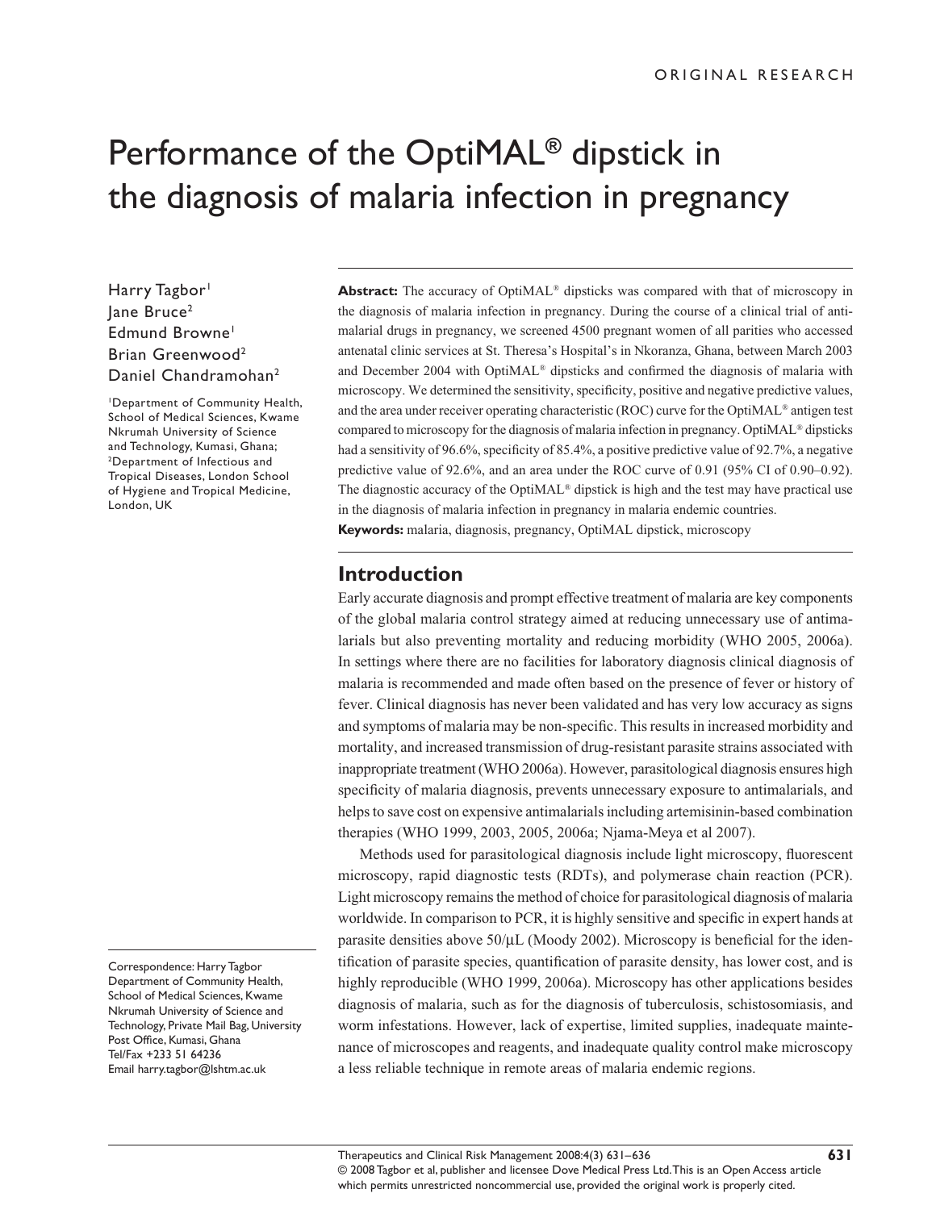ORIGINAL RESEARCH

# Performance of the OptiMAL® dipstick in the diagnosis of malaria infection in pregnancy

Harry Tagbor[1]
Jane Bruce[2]
Edmund Browne[1]
Brian Greenwood[2]
Daniel Chandramohan[2]

[1]Department of Community Health, School of Medical Sciences, Kwame Nkrumah University of Science and Technology, Kumasi, Ghana; [2]Department of Infectious and Tropical Diseases, London School of Hygiene and Tropical Medicine, London, UK

Correspondence: Harry Tagbor
Department of Community Health, School of Medical Sciences, Kwame Nkrumah University of Science and Technology, Private Mail Bag, University Post Office, Kumasi, Ghana
Tel/Fax +233 51 64236
Email harry.tagbor@lshtm.ac.uk

**Abstract:** The accuracy of OptiMAL® dipsticks was compared with that of microscopy in the diagnosis of malaria infection in pregnancy. During the course of a clinical trial of antimalarial drugs in pregnancy, we screened 4500 pregnant women of all parities who accessed antenatal clinic services at St. Theresa's Hospital's in Nkoranza, Ghana, between March 2003 and December 2004 with OptiMAL® dipsticks and confirmed the diagnosis of malaria with microscopy. We determined the sensitivity, specificity, positive and negative predictive values, and the area under receiver operating characteristic (ROC) curve for the OptiMAL® antigen test compared to microscopy for the diagnosis of malaria infection in pregnancy. OptiMAL® dipsticks had a sensitivity of 96.6%, specificity of 85.4%, a positive predictive value of 92.7%, a negative predictive value of 92.6%, and an area under the ROC curve of 0.91 (95% CI of 0.90–0.92). The diagnostic accuracy of the OptiMAL® dipstick is high and the test may have practical use in the diagnosis of malaria infection in pregnancy in malaria endemic countries.

**Keywords:** malaria, diagnosis, pregnancy, OptiMAL dipstick, microscopy

## Introduction

Early accurate diagnosis and prompt effective treatment of malaria are key components of the global malaria control strategy aimed at reducing unnecessary use of antimalarials but also preventing mortality and reducing morbidity (WHO 2005, 2006a). In settings where there are no facilities for laboratory diagnosis clinical diagnosis of malaria is recommended and made often based on the presence of fever or history of fever. Clinical diagnosis has never been validated and has very low accuracy as signs and symptoms of malaria may be non-specific. This results in increased morbidity and mortality, and increased transmission of drug-resistant parasite strains associated with inappropriate treatment (WHO 2006a). However, parasitological diagnosis ensures high specificity of malaria diagnosis, prevents unnecessary exposure to antimalarials, and helps to save cost on expensive antimalarials including artemisinin-based combination therapies (WHO 1999, 2003, 2005, 2006a; Njama-Meya et al 2007).

Methods used for parasitological diagnosis include light microscopy, fluorescent microscopy, rapid diagnostic tests (RDTs), and polymerase chain reaction (PCR). Light microscopy remains the method of choice for parasitological diagnosis of malaria worldwide. In comparison to PCR, it is highly sensitive and specific in expert hands at parasite densities above 50/μL (Moody 2002). Microscopy is beneficial for the identification of parasite species, quantification of parasite density, has lower cost, and is highly reproducible (WHO 1999, 2006a). Microscopy has other applications besides diagnosis of malaria, such as for the diagnosis of tuberculosis, schistosomiasis, and worm infestations. However, lack of expertise, limited supplies, inadequate maintenance of microscopes and reagents, and inadequate quality control make microscopy a less reliable technique in remote areas of malaria endemic regions.

© 2008 Tagbor et al, publisher and licensee Dove Medical Press Ltd. This is an Open Access article which permits unrestricted noncommercial use, provided the original work is properly cited.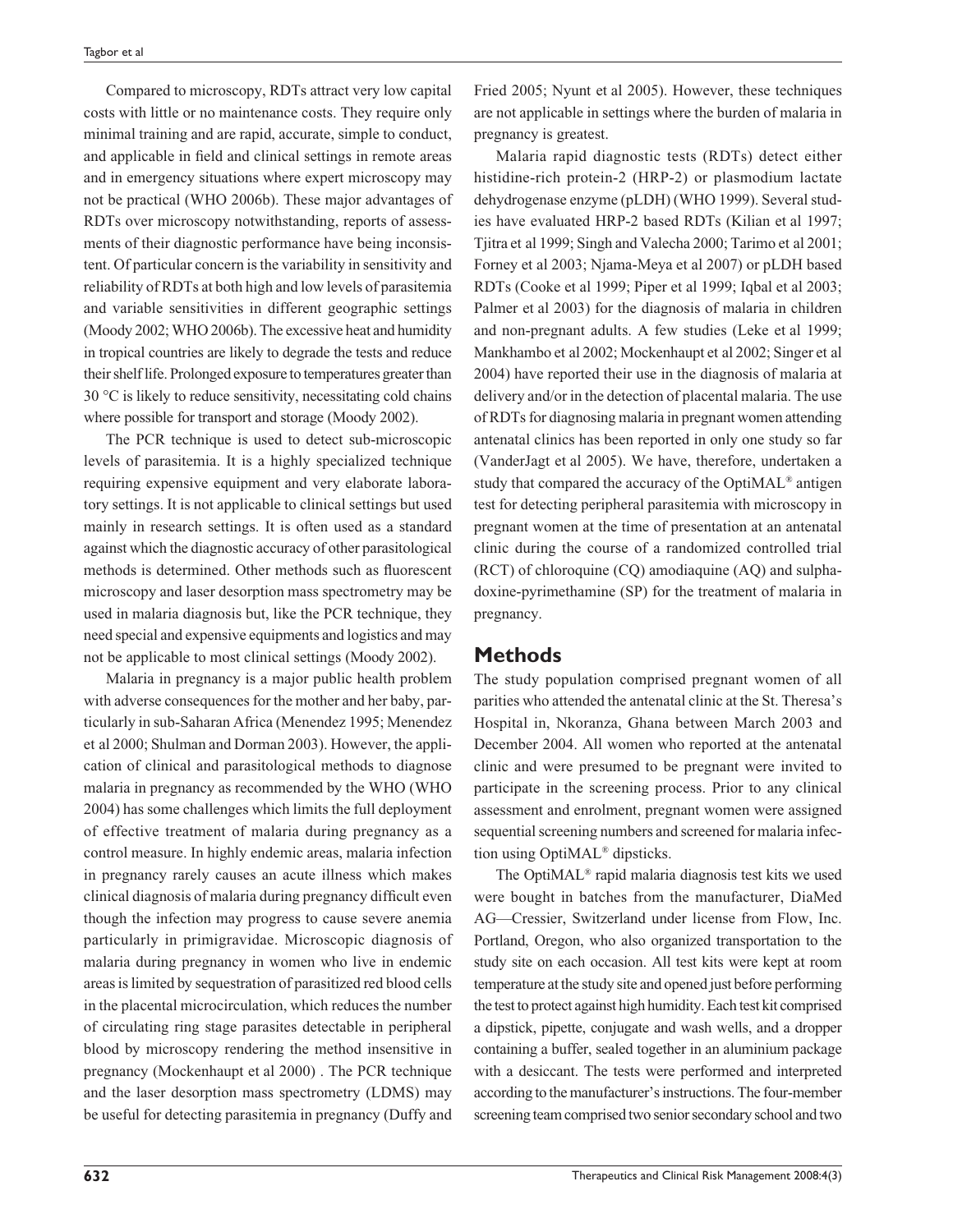Compared to microscopy, RDTs attract very low capital costs with little or no maintenance costs. They require only minimal training and are rapid, accurate, simple to conduct, and applicable in field and clinical settings in remote areas and in emergency situations where expert microscopy may not be practical (WHO 2006b). These major advantages of RDTs over microscopy notwithstanding, reports of assessments of their diagnostic performance have being inconsistent. Of particular concern is the variability in sensitivity and reliability of RDTs at both high and low levels of parasitemia and variable sensitivities in different geographic settings (Moody 2002; WHO 2006b). The excessive heat and humidity in tropical countries are likely to degrade the tests and reduce their shelf life. Prolonged exposure to temperatures greater than 30 °C is likely to reduce sensitivity, necessitating cold chains where possible for transport and storage (Moody 2002).

The PCR technique is used to detect sub-microscopic levels of parasitemia. It is a highly specialized technique requiring expensive equipment and very elaborate laboratory settings. It is not applicable to clinical settings but used mainly in research settings. It is often used as a standard against which the diagnostic accuracy of other parasitological methods is determined. Other methods such as fluorescent microscopy and laser desorption mass spectrometry may be used in malaria diagnosis but, like the PCR technique, they need special and expensive equipments and logistics and may not be applicable to most clinical settings (Moody 2002).

Malaria in pregnancy is a major public health problem with adverse consequences for the mother and her baby, particularly in sub-Saharan Africa (Menendez 1995; Menendez et al 2000; Shulman and Dorman 2003). However, the application of clinical and parasitological methods to diagnose malaria in pregnancy as recommended by the WHO (WHO 2004) has some challenges which limits the full deployment of effective treatment of malaria during pregnancy as a control measure. In highly endemic areas, malaria infection in pregnancy rarely causes an acute illness which makes clinical diagnosis of malaria during pregnancy difficult even though the infection may progress to cause severe anemia particularly in primigravidae. Microscopic diagnosis of malaria during pregnancy in women who live in endemic areas is limited by sequestration of parasitized red blood cells in the placental microcirculation, which reduces the number of circulating ring stage parasites detectable in peripheral blood by microscopy rendering the method insensitive in pregnancy (Mockenhaupt et al 2000) . The PCR technique and the laser desorption mass spectrometry (LDMS) may be useful for detecting parasitemia in pregnancy (Duffy and Fried 2005; Nyunt et al 2005). However, these techniques are not applicable in settings where the burden of malaria in pregnancy is greatest.

Malaria rapid diagnostic tests (RDTs) detect either histidine-rich protein-2 (HRP-2) or plasmodium lactate dehydrogenase enzyme (pLDH) (WHO 1999). Several studies have evaluated HRP-2 based RDTs (Kilian et al 1997; Tjitra et al 1999; Singh and Valecha 2000; Tarimo et al 2001; Forney et al 2003; Njama-Meya et al 2007) or pLDH based RDTs (Cooke et al 1999; Piper et al 1999; Iqbal et al 2003; Palmer et al 2003) for the diagnosis of malaria in children and non-pregnant adults. A few studies (Leke et al 1999; Mankhambo et al 2002; Mockenhaupt et al 2002; Singer et al 2004) have reported their use in the diagnosis of malaria at delivery and/or in the detection of placental malaria. The use of RDTs for diagnosing malaria in pregnant women attending antenatal clinics has been reported in only one study so far (VanderJagt et al 2005). We have, therefore, undertaken a study that compared the accuracy of the OptiMAL® antigen test for detecting peripheral parasitemia with microscopy in pregnant women at the time of presentation at an antenatal clinic during the course of a randomized controlled trial (RCT) of chloroquine (CQ) amodiaquine (AQ) and sulphadoxine-pyrimethamine (SP) for the treatment of malaria in pregnancy.

## Methods

The study population comprised pregnant women of all parities who attended the antenatal clinic at the St. Theresa's Hospital in, Nkoranza, Ghana between March 2003 and December 2004. All women who reported at the antenatal clinic and were presumed to be pregnant were invited to participate in the screening process. Prior to any clinical assessment and enrolment, pregnant women were assigned sequential screening numbers and screened for malaria infection using OptiMAL® dipsticks.

The OptiMAL® rapid malaria diagnosis test kits we used were bought in batches from the manufacturer, DiaMed AG—Cressier, Switzerland under license from Flow, Inc. Portland, Oregon, who also organized transportation to the study site on each occasion. All test kits were kept at room temperature at the study site and opened just before performing the test to protect against high humidity. Each test kit comprised a dipstick, pipette, conjugate and wash wells, and a dropper containing a buffer, sealed together in an aluminium package with a desiccant. The tests were performed and interpreted according to the manufacturer's instructions. The four-member screening team comprised two senior secondary school and two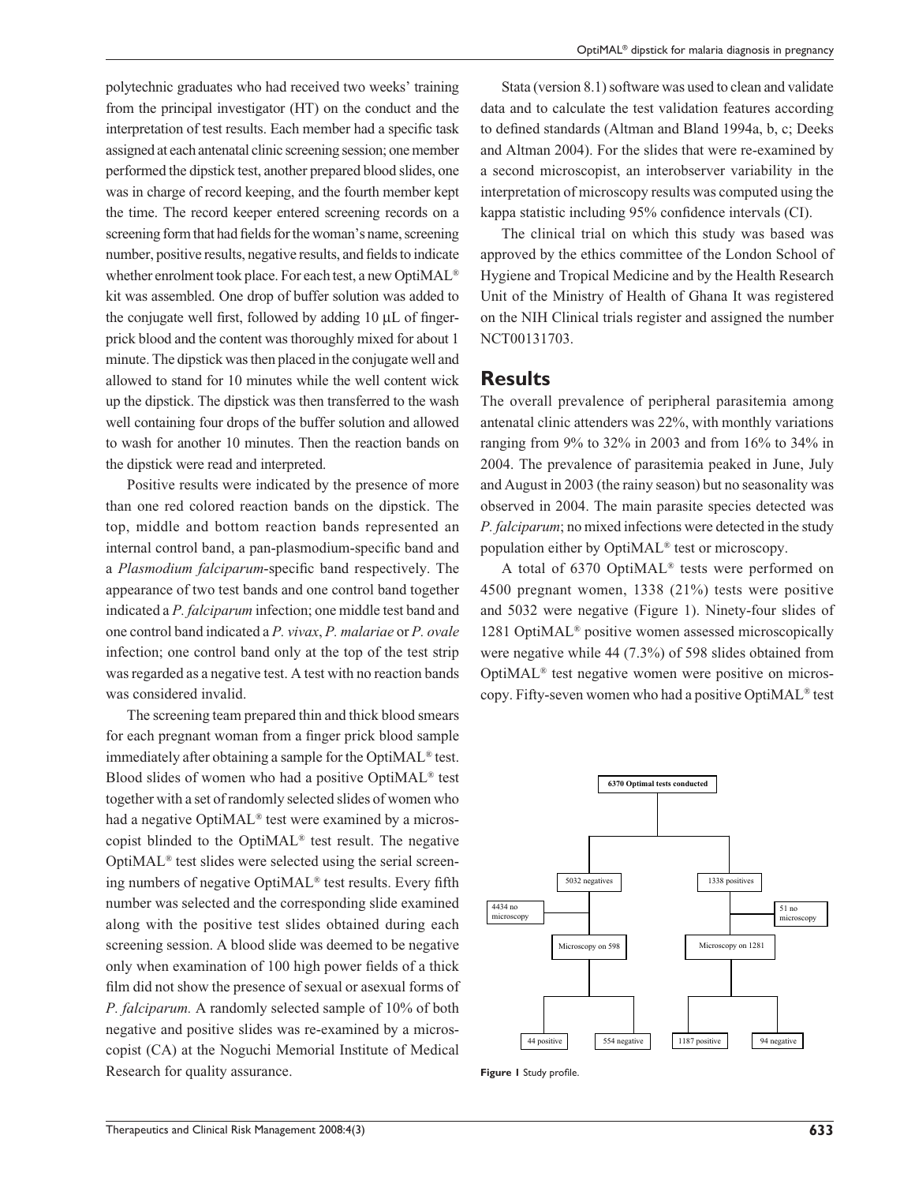polytechnic graduates who had received two weeks' training from the principal investigator (HT) on the conduct and the interpretation of test results. Each member had a specific task assigned at each antenatal clinic screening session; one member performed the dipstick test, another prepared blood slides, one was in charge of record keeping, and the fourth member kept the time. The record keeper entered screening records on a screening form that had fields for the woman's name, screening number, positive results, negative results, and fields to indicate whether enrolment took place. For each test, a new OptiMAL® kit was assembled. One drop of buffer solution was added to the conjugate well first, followed by adding 10 μL of finger-prick blood and the content was thoroughly mixed for about 1 minute. The dipstick was then placed in the conjugate well and allowed to stand for 10 minutes while the well content wick up the dipstick. The dipstick was then transferred to the wash well containing four drops of the buffer solution and allowed to wash for another 10 minutes. Then the reaction bands on the dipstick were read and interpreted.

Positive results were indicated by the presence of more than one red colored reaction bands on the dipstick. The top, middle and bottom reaction bands represented an internal control band, a pan-plasmodium-specific band and a *Plasmodium falciparum*-specific band respectively. The appearance of two test bands and one control band together indicated a *P. falciparum* infection; one middle test band and one control band indicated a *P. vivax*, *P. malariae* or *P. ovale* infection; one control band only at the top of the test strip was regarded as a negative test. A test with no reaction bands was considered invalid.

The screening team prepared thin and thick blood smears for each pregnant woman from a finger prick blood sample immediately after obtaining a sample for the OptiMAL® test. Blood slides of women who had a positive OptiMAL® test together with a set of randomly selected slides of women who had a negative OptiMAL® test were examined by a microscopist blinded to the OptiMAL® test result. The negative OptiMAL® test slides were selected using the serial screening numbers of negative OptiMAL® test results. Every fifth number was selected and the corresponding slide examined along with the positive test slides obtained during each screening session. A blood slide was deemed to be negative only when examination of 100 high power fields of a thick film did not show the presence of sexual or asexual forms of *P. falciparum.* A randomly selected sample of 10% of both negative and positive slides was re-examined by a microscopist (CA) at the Noguchi Memorial Institute of Medical Research for quality assurance.

Stata (version 8.1) software was used to clean and validate data and to calculate the test validation features according to defined standards (Altman and Bland 1994a, b, c; Deeks and Altman 2004). For the slides that were re-examined by a second microscopist, an interobserver variability in the interpretation of microscopy results was computed using the kappa statistic including 95% confidence intervals (CI).

The clinical trial on which this study was based was approved by the ethics committee of the London School of Hygiene and Tropical Medicine and by the Health Research Unit of the Ministry of Health of Ghana It was registered on the NIH Clinical trials register and assigned the number NCT00131703.

## Results

The overall prevalence of peripheral parasitemia among antenatal clinic attenders was 22%, with monthly variations ranging from 9% to 32% in 2003 and from 16% to 34% in 2004. The prevalence of parasitemia peaked in June, July and August in 2003 (the rainy season) but no seasonality was observed in 2004. The main parasite species detected was *P. falciparum*; no mixed infections were detected in the study population either by OptiMAL® test or microscopy.

A total of 6370 OptiMAL® tests were performed on 4500 pregnant women, 1338 (21%) tests were positive and 5032 were negative (Figure 1). Ninety-four slides of 1281 OptiMAL® positive women assessed microscopically were negative while 44 (7.3%) of 598 slides obtained from OptiMAL® test negative women were positive on microscopy. Fifty-seven women who had a positive OptiMAL® test

**Figure 1** Study profile.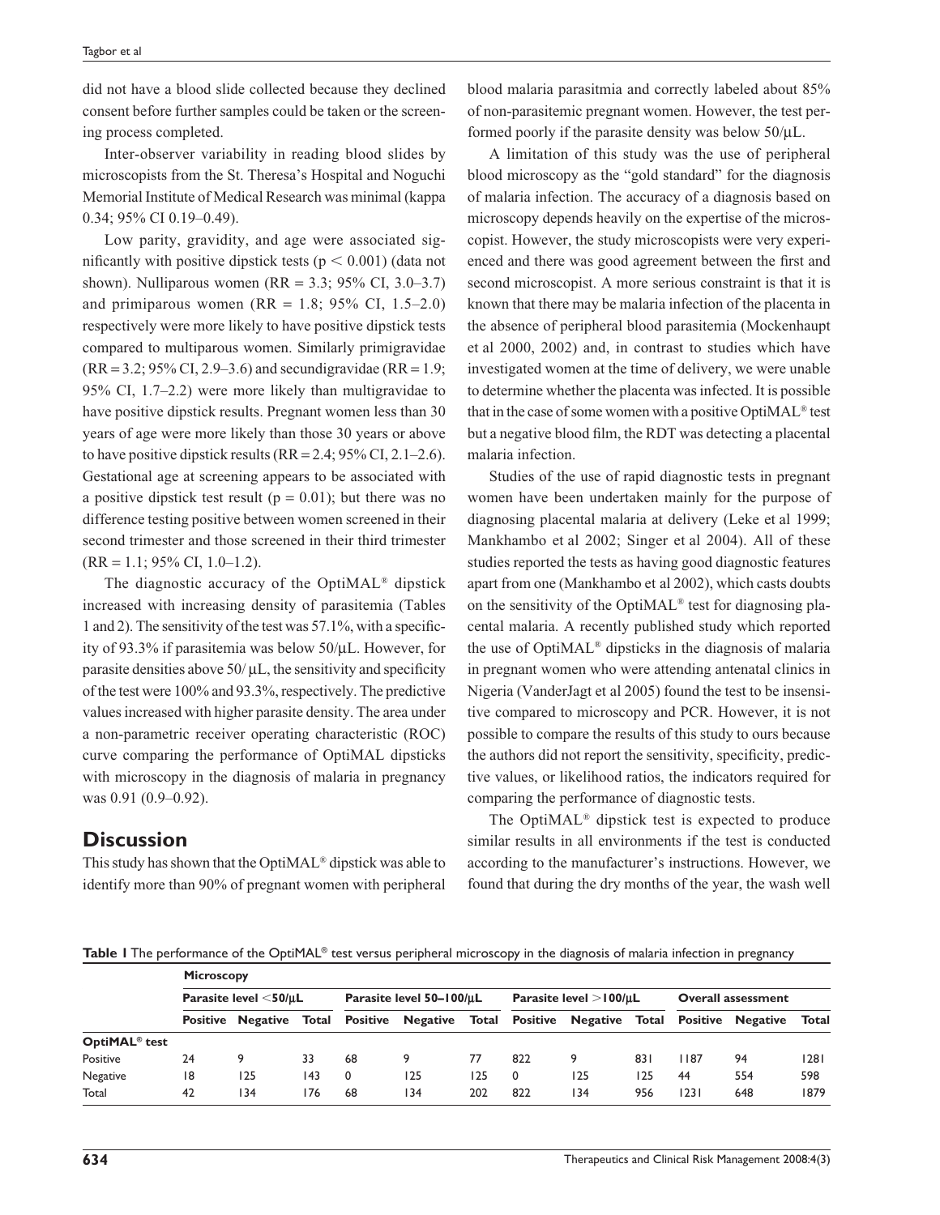did not have a blood slide collected because they declined consent before further samples could be taken or the screening process completed.

Inter-observer variability in reading blood slides by microscopists from the St. Theresa's Hospital and Noguchi Memorial Institute of Medical Research was minimal (kappa 0.34; 95% CI 0.19–0.49).

Low parity, gravidity, and age were associated significantly with positive dipstick tests ($p < 0.001$) (data not shown). Nulliparous women (RR = 3.3; 95% CI, 3.0–3.7) and primiparous women (RR = 1.8; 95% CI, 1.5–2.0) respectively were more likely to have positive dipstick tests compared to multiparous women. Similarly primigravidae (RR = 3.2; 95% CI, 2.9–3.6) and secundigravidae (RR = 1.9; 95% CI, 1.7–2.2) were more likely than multigravidae to have positive dipstick results. Pregnant women less than 30 years of age were more likely than those 30 years or above to have positive dipstick results (RR = 2.4; 95% CI, 2.1–2.6). Gestational age at screening appears to be associated with a positive dipstick test result ($p = 0.01$); but there was no difference testing positive between women screened in their second trimester and those screened in their third trimester (RR = 1.1; 95% CI, 1.0–1.2).

The diagnostic accuracy of the OptiMAL® dipstick increased with increasing density of parasitemia (Tables 1 and 2). The sensitivity of the test was 57.1%, with a specificity of 93.3% if parasitemia was below 50/μL. However, for parasite densities above 50/ μL, the sensitivity and specificity of the test were 100% and 93.3%, respectively. The predictive values increased with higher parasite density. The area under a non-parametric receiver operating characteristic (ROC) curve comparing the performance of OptiMAL dipsticks with microscopy in the diagnosis of malaria in pregnancy was 0.91 (0.9–0.92).

## Discussion

This study has shown that the OptiMAL® dipstick was able to identify more than 90% of pregnant women with peripheral blood malaria parasitmia and correctly labeled about 85% of non-parasitemic pregnant women. However, the test performed poorly if the parasite density was below 50/μL.

A limitation of this study was the use of peripheral blood microscopy as the "gold standard" for the diagnosis of malaria infection. The accuracy of a diagnosis based on microscopy depends heavily on the expertise of the microscopist. However, the study microscopists were very experienced and there was good agreement between the first and second microscopist. A more serious constraint is that it is known that there may be malaria infection of the placenta in the absence of peripheral blood parasitemia (Mockenhaupt et al 2000, 2002) and, in contrast to studies which have investigated women at the time of delivery, we were unable to determine whether the placenta was infected. It is possible that in the case of some women with a positive OptiMAL® test but a negative blood film, the RDT was detecting a placental malaria infection.

Studies of the use of rapid diagnostic tests in pregnant women have been undertaken mainly for the purpose of diagnosing placental malaria at delivery (Leke et al 1999; Mankhambo et al 2002; Singer et al 2004). All of these studies reported the tests as having good diagnostic features apart from one (Mankhambo et al 2002), which casts doubts on the sensitivity of the OptiMAL® test for diagnosing placental malaria. A recently published study which reported the use of OptiMAL® dipsticks in the diagnosis of malaria in pregnant women who were attending antenatal clinics in Nigeria (VanderJagt et al 2005) found the test to be insensitive compared to microscopy and PCR. However, it is not possible to compare the results of this study to ours because the authors did not report the sensitivity, specificity, predictive values, or likelihood ratios, the indicators required for comparing the performance of diagnostic tests.

The OptiMAL® dipstick test is expected to produce similar results in all environments if the test is conducted according to the manufacturer's instructions. However, we found that during the dry months of the year, the wash well

**Table 1** The performance of the OptiMAL® test versus peripheral microscopy in the diagnosis of malaria infection in pregnancy

| | Microscopy | | | | | | | | | | | |
|---|---|---|---|---|---|---|---|---|---|---|---|---|
| | Parasite level <50/μL | | | Parasite level 50–100/μL | | | Parasite level >100/μL | | | Overall assessment | | |
| | Positive | Negative | Total | Positive | Negative | Total | Positive | Negative | Total | Positive | Negative | Total |
| **OptiMAL® test** | | | | | | | | | | | | |
| Positive | 24 | 9 | 33 | 68 | 9 | 77 | 822 | 9 | 831 | 1187 | 94 | 1281 |
| Negative | 18 | 125 | 143 | 0 | 125 | 125 | 0 | 125 | 125 | 44 | 554 | 598 |
| Total | 42 | 134 | 176 | 68 | 134 | 202 | 822 | 134 | 956 | 1231 | 648 | 1879 |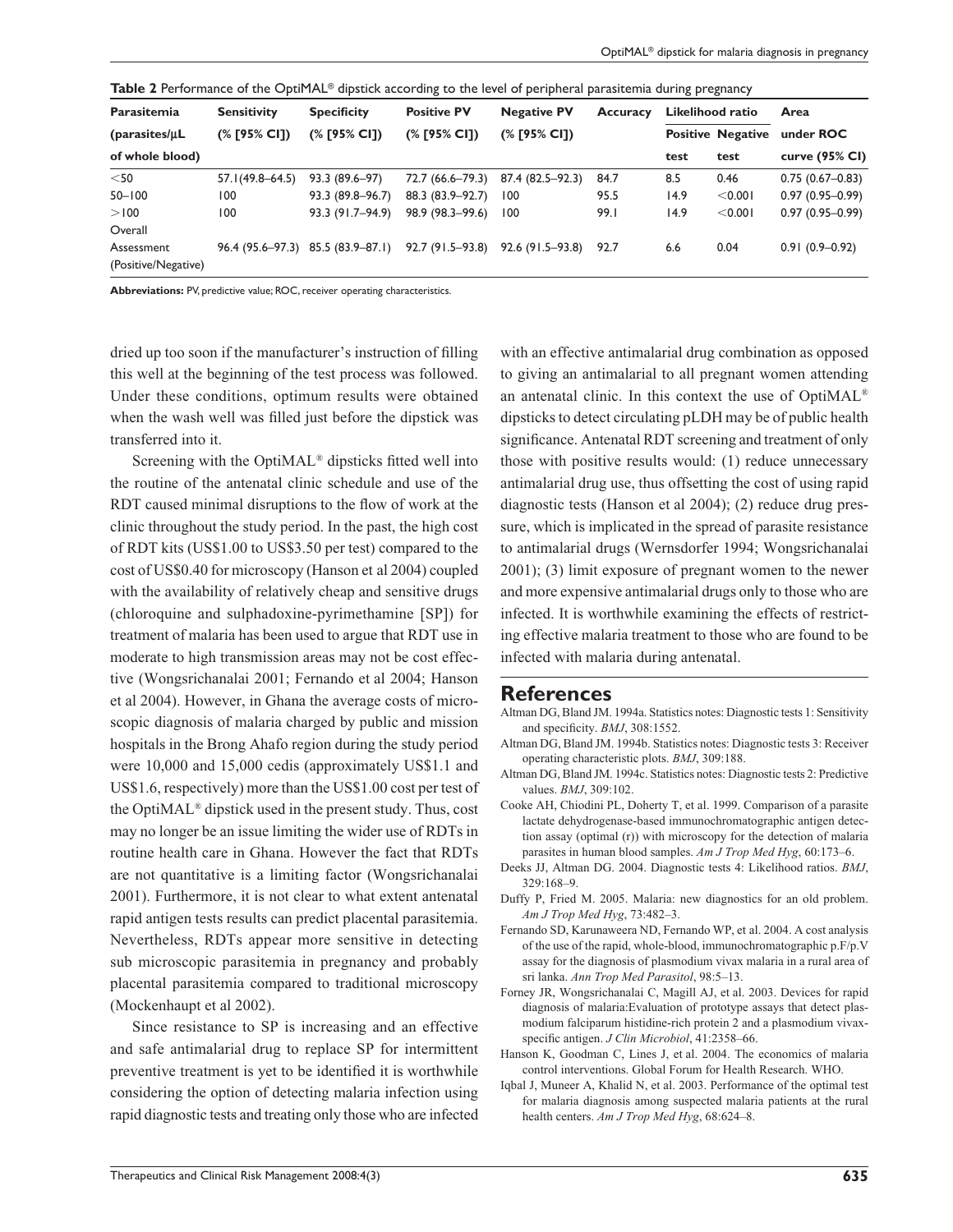**Table 2** Performance of the OptiMAL® dipstick according to the level of peripheral parasitemia during pregnancy

| Parasitemia (parasites/μL of whole blood) | Sensitivity (% [95% CI]) | Specificity (% [95% CI]) | Positive PV (% [95% CI]) | Negative PV (% [95% CI]) | Accuracy | Likelihood ratio | | Area under ROC curve (95% CI) |
|---|---|---|---|---|---|---|---|---|
| | | | | | | Positive test | Negative test | |
| <50 | 57.1(49.8–64.5) | 93.3 (89.6–97) | 72.7 (66.6–79.3) | 87.4 (82.5–92.3) | 84.7 | 8.5 | 0.46 | 0.75 (0.67–0.83) |
| 50–100 | 100 | 93.3 (89.8–96.7) | 88.3 (83.9–92.7) | 100 | 95.5 | 14.9 | <0.001 | 0.97 (0.95–0.99) |
| >100 | 100 | 93.3 (91.7–94.9) | 98.9 (98.3–99.6) | 100 | 99.1 | 14.9 | <0.001 | 0.97 (0.95–0.99) |
| Overall Assessment (Positive/Negative) | 96.4 (95.6–97.3) | 85.5 (83.9–87.1) | 92.7 (91.5–93.8) | 92.6 (91.5–93.8) | 92.7 | 6.6 | 0.04 | 0.91 (0.9–0.92) |

**Abbreviations:** PV, predictive value; ROC, receiver operating characteristics.

dried up too soon if the manufacturer's instruction of filling this well at the beginning of the test process was followed. Under these conditions, optimum results were obtained when the wash well was filled just before the dipstick was transferred into it.

Screening with the OptiMAL® dipsticks fitted well into the routine of the antenatal clinic schedule and use of the RDT caused minimal disruptions to the flow of work at the clinic throughout the study period. In the past, the high cost of RDT kits (US$1.00 to US$3.50 per test) compared to the cost of US$0.40 for microscopy (Hanson et al 2004) coupled with the availability of relatively cheap and sensitive drugs (chloroquine and sulphadoxine-pyrimethamine [SP]) for treatment of malaria has been used to argue that RDT use in moderate to high transmission areas may not be cost effective (Wongsrichanalai 2001; Fernando et al 2004; Hanson et al 2004). However, in Ghana the average costs of microscopic diagnosis of malaria charged by public and mission hospitals in the Brong Ahafo region during the study period were 10,000 and 15,000 cedis (approximately US$1.1 and US$1.6, respectively) more than the US$1.00 cost per test of the OptiMAL® dipstick used in the present study. Thus, cost may no longer be an issue limiting the wider use of RDTs in routine health care in Ghana. However the fact that RDTs are not quantitative is a limiting factor (Wongsrichanalai 2001). Furthermore, it is not clear to what extent antenatal rapid antigen tests results can predict placental parasitemia. Nevertheless, RDTs appear more sensitive in detecting sub microscopic parasitemia in pregnancy and probably placental parasitemia compared to traditional microscopy (Mockenhaupt et al 2002).

Since resistance to SP is increasing and an effective and safe antimalarial drug to replace SP for intermittent preventive treatment is yet to be identified it is worthwhile considering the option of detecting malaria infection using rapid diagnostic tests and treating only those who are infected with an effective antimalarial drug combination as opposed to giving an antimalarial to all pregnant women attending an antenatal clinic. In this context the use of OptiMAL® dipsticks to detect circulating pLDH may be of public health significance. Antenatal RDT screening and treatment of only those with positive results would: (1) reduce unnecessary antimalarial drug use, thus offsetting the cost of using rapid diagnostic tests (Hanson et al 2004); (2) reduce drug pressure, which is implicated in the spread of parasite resistance to antimalarial drugs (Wernsdorfer 1994; Wongsrichanalai 2001); (3) limit exposure of pregnant women to the newer and more expensive antimalarial drugs only to those who are infected. It is worthwhile examining the effects of restricting effective malaria treatment to those who are found to be infected with malaria during antenatal.

## References

Altman DG, Bland JM. 1994a. Statistics notes: Diagnostic tests 1: Sensitivity and specificity. *BMJ*, 308:1552.

Altman DG, Bland JM. 1994b. Statistics notes: Diagnostic tests 3: Receiver operating characteristic plots. *BMJ*, 309:188.

Altman DG, Bland JM. 1994c. Statistics notes: Diagnostic tests 2: Predictive values. *BMJ*, 309:102.

Cooke AH, Chiodini PL, Doherty T, et al. 1999. Comparison of a parasite lactate dehydrogenase-based immunochromatographic antigen detection assay (optimal (r)) with microscopy for the detection of malaria parasites in human blood samples. *Am J Trop Med Hyg*, 60:173–6.

Deeks JJ, Altman DG. 2004. Diagnostic tests 4: Likelihood ratios. *BMJ*, 329:168–9.

Duffy P, Fried M. 2005. Malaria: new diagnostics for an old problem. *Am J Trop Med Hyg*, 73:482–3.

Fernando SD, Karunaweera ND, Fernando WP, et al. 2004. A cost analysis of the use of the rapid, whole-blood, immunochromatographic p.F/p.V assay for the diagnosis of plasmodium vivax malaria in a rural area of sri lanka. *Ann Trop Med Parasitol*, 98:5–13.

Forney JR, Wongsrichanalai C, Magill AJ, et al. 2003. Devices for rapid diagnosis of malaria:Evaluation of prototype assays that detect plasmodium falciparum histidine-rich protein 2 and a plasmodium vivax-specific antigen. *J Clin Microbiol*, 41:2358–66.

Hanson K, Goodman C, Lines J, et al. 2004. The economics of malaria control interventions. Global Forum for Health Research. WHO.

Iqbal J, Muneer A, Khalid N, et al. 2003. Performance of the optimal test for malaria diagnosis among suspected malaria patients at the rural health centers. *Am J Trop Med Hyg*, 68:624–8.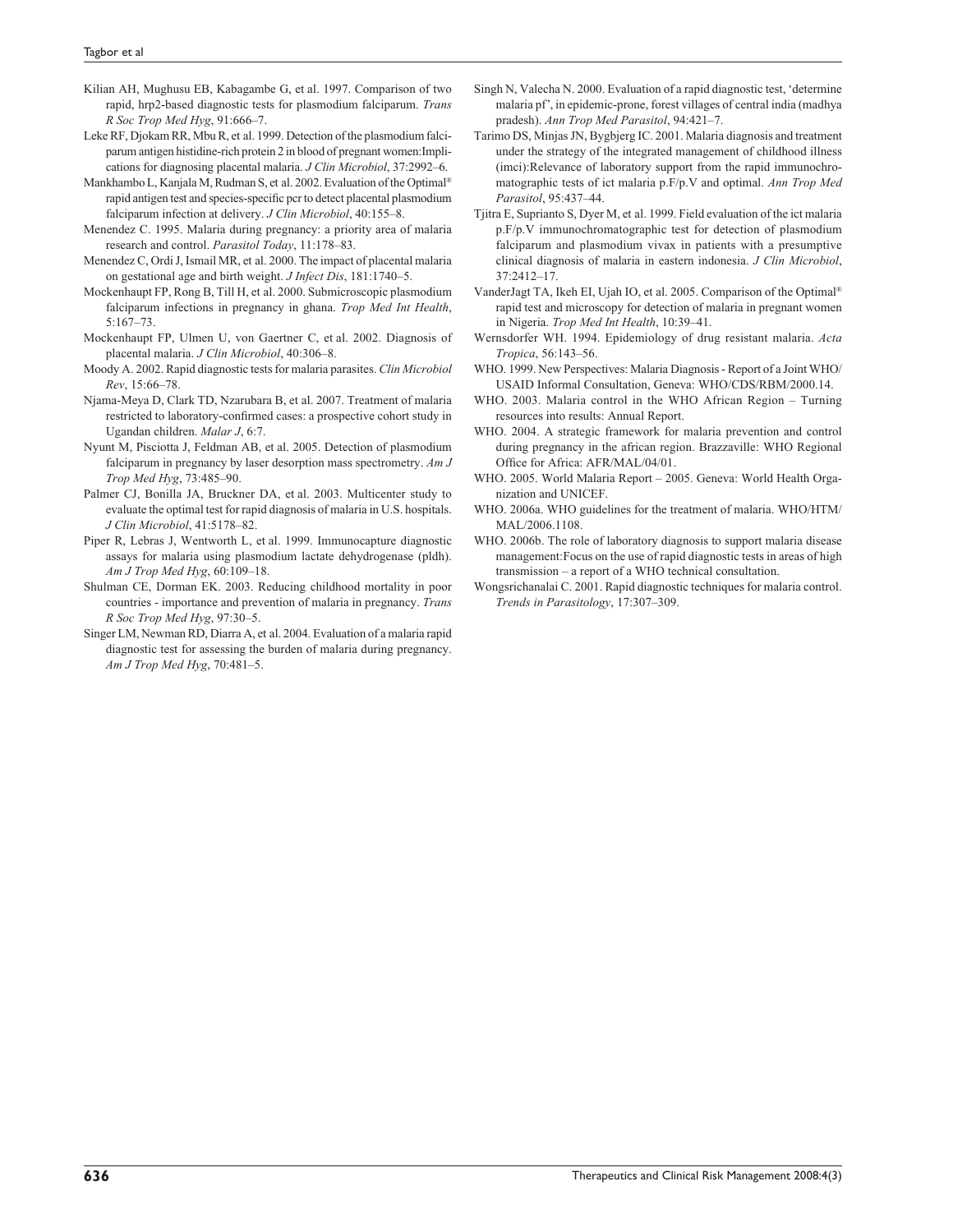Kilian AH, Mughusu EB, Kabagambe G, et al. 1997. Comparison of two rapid, hrp2-based diagnostic tests for plasmodium falciparum. *Trans R Soc Trop Med Hyg*, 91:666–7.

Leke RF, Djokam RR, Mbu R, et al. 1999. Detection of the plasmodium falciparum antigen histidine-rich protein 2 in blood of pregnant women:Implications for diagnosing placental malaria. *J Clin Microbiol*, 37:2992–6.

Mankhambo L, Kanjala M, Rudman S, et al. 2002. Evaluation of the Optimal® rapid antigen test and species-specific pcr to detect placental plasmodium falciparum infection at delivery. *J Clin Microbiol*, 40:155–8.

Menendez C. 1995. Malaria during pregnancy: a priority area of malaria research and control. *Parasitol Today*, 11:178–83.

Menendez C, Ordi J, Ismail MR, et al. 2000. The impact of placental malaria on gestational age and birth weight. *J Infect Dis*, 181:1740–5.

Mockenhaupt FP, Rong B, Till H, et al. 2000. Submicroscopic plasmodium falciparum infections in pregnancy in ghana. *Trop Med Int Health*, 5:167–73.

Mockenhaupt FP, Ulmen U, von Gaertner C, et al. 2002. Diagnosis of placental malaria. *J Clin Microbiol*, 40:306–8.

Moody A. 2002. Rapid diagnostic tests for malaria parasites. *Clin Microbiol Rev*, 15:66–78.

Njama-Meya D, Clark TD, Nzarubara B, et al. 2007. Treatment of malaria restricted to laboratory-confirmed cases: a prospective cohort study in Ugandan children. *Malar J*, 6:7.

Nyunt M, Pisciotta J, Feldman AB, et al. 2005. Detection of plasmodium falciparum in pregnancy by laser desorption mass spectrometry. *Am J Trop Med Hyg*, 73:485–90.

Palmer CJ, Bonilla JA, Bruckner DA, et al. 2003. Multicenter study to evaluate the optimal test for rapid diagnosis of malaria in U.S. hospitals. *J Clin Microbiol*, 41:5178–82.

Piper R, Lebras J, Wentworth L, et al. 1999. Immunocapture diagnostic assays for malaria using plasmodium lactate dehydrogenase (pldh). *Am J Trop Med Hyg*, 60:109–18.

Shulman CE, Dorman EK. 2003. Reducing childhood mortality in poor countries - importance and prevention of malaria in pregnancy. *Trans R Soc Trop Med Hyg*, 97:30–5.

Singer LM, Newman RD, Diarra A, et al. 2004. Evaluation of a malaria rapid diagnostic test for assessing the burden of malaria during pregnancy. *Am J Trop Med Hyg*, 70:481–5.

Singh N, Valecha N. 2000. Evaluation of a rapid diagnostic test, 'determine malaria pf', in epidemic-prone, forest villages of central india (madhya pradesh). *Ann Trop Med Parasitol*, 94:421–7.

Tarimo DS, Minjas JN, Bygbjerg IC. 2001. Malaria diagnosis and treatment under the strategy of the integrated management of childhood illness (imci):Relevance of laboratory support from the rapid immunochromatographic tests of ict malaria p.F/p.V and optimal. *Ann Trop Med Parasitol*, 95:437–44.

Tjitra E, Suprianto S, Dyer M, et al. 1999. Field evaluation of the ict malaria p.F/p.V immunochromatographic test for detection of plasmodium falciparum and plasmodium vivax in patients with a presumptive clinical diagnosis of malaria in eastern indonesia. *J Clin Microbiol*, 37:2412–17.

VanderJagt TA, Ikeh EI, Ujah IO, et al. 2005. Comparison of the Optimal® rapid test and microscopy for detection of malaria in pregnant women in Nigeria. *Trop Med Int Health*, 10:39–41.

Wernsdorfer WH. 1994. Epidemiology of drug resistant malaria. *Acta Tropica*, 56:143–56.

WHO. 1999. New Perspectives: Malaria Diagnosis - Report of a Joint WHO/USAID Informal Consultation, Geneva: WHO/CDS/RBM/2000.14.

WHO. 2003. Malaria control in the WHO African Region – Turning resources into results: Annual Report.

WHO. 2004. A strategic framework for malaria prevention and control during pregnancy in the african region. Brazzaville: WHO Regional Office for Africa: AFR/MAL/04/01.

WHO. 2005. World Malaria Report – 2005. Geneva: World Health Organization and UNICEF.

WHO. 2006a. WHO guidelines for the treatment of malaria. WHO/HTM/MAL/2006.1108.

WHO. 2006b. The role of laboratory diagnosis to support malaria disease management:Focus on the use of rapid diagnostic tests in areas of high transmission – a report of a WHO technical consultation.

Wongsrichanalai C. 2001. Rapid diagnostic techniques for malaria control. *Trends in Parasitology*, 17:307–309.